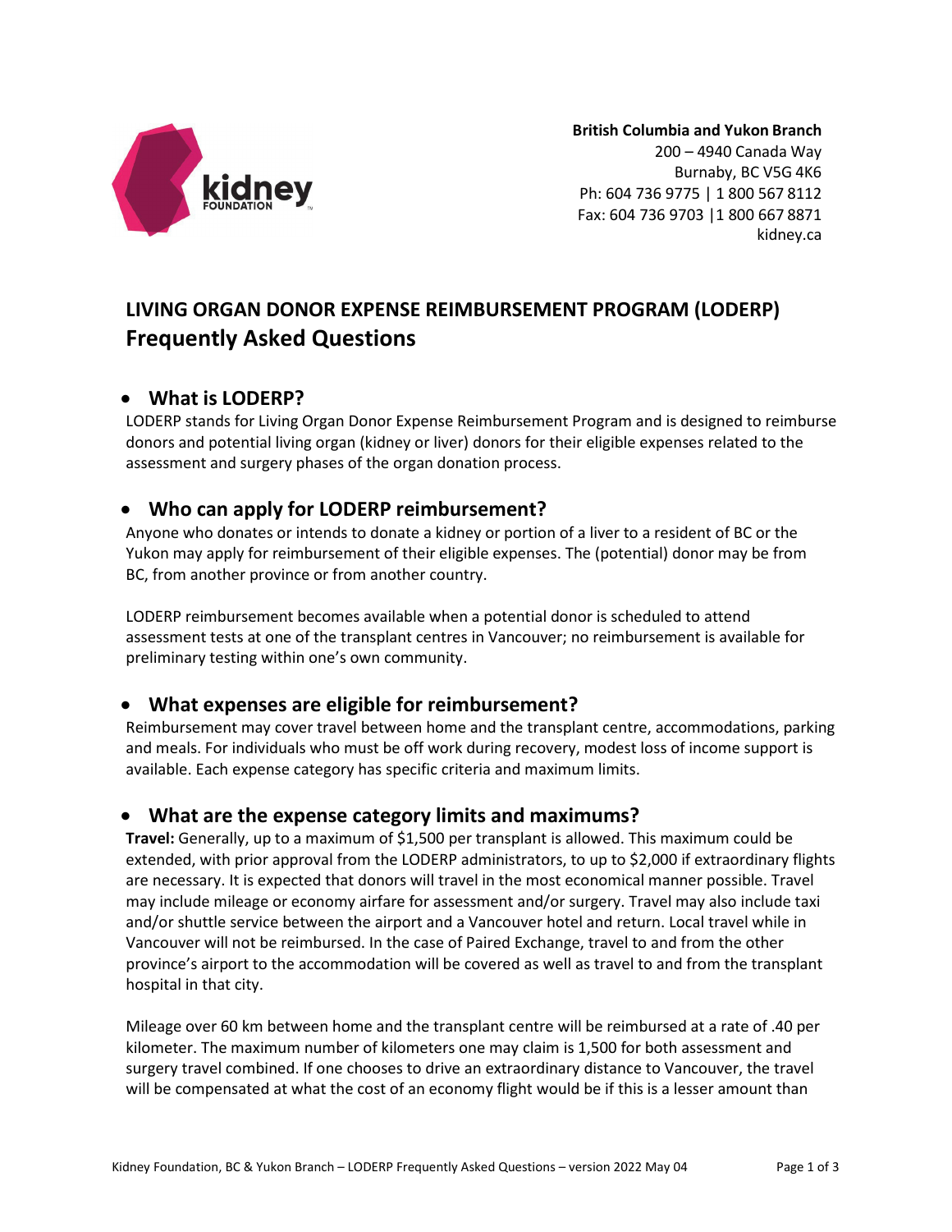**British Columbia and Yukon Branch**
200 – 4940 Canada Way
Burnaby, BC V5G 4K6
Ph: 604 736 9775 | 1 800 567 8112
Fax: 604 736 9703 |1 800 667 8871
kidney.ca

# LIVING ORGAN DONOR EXPENSE REIMBURSEMENT PROGRAM (LODERP) Frequently Asked Questions

## • What is LODERP?

LODERP stands for Living Organ Donor Expense Reimbursement Program and is designed to reimburse donors and potential living organ (kidney or liver) donors for their eligible expenses related to the assessment and surgery phases of the organ donation process.

## • Who can apply for LODERP reimbursement?

Anyone who donates or intends to donate a kidney or portion of a liver to a resident of BC or the Yukon may apply for reimbursement of their eligible expenses. The (potential) donor may be from BC, from another province or from another country.

LODERP reimbursement becomes available when a potential donor is scheduled to attend assessment tests at one of the transplant centres in Vancouver; no reimbursement is available for preliminary testing within one's own community.

## • What expenses are eligible for reimbursement?

Reimbursement may cover travel between home and the transplant centre, accommodations, parking and meals. For individuals who must be off work during recovery, modest loss of income support is available. Each expense category has specific criteria and maximum limits.

## • What are the expense category limits and maximums?

**Travel:** Generally, up to a maximum of $1,500 per transplant is allowed. This maximum could be extended, with prior approval from the LODERP administrators, to up to $2,000 if extraordinary flights are necessary. It is expected that donors will travel in the most economical manner possible. Travel may include mileage or economy airfare for assessment and/or surgery. Travel may also include taxi and/or shuttle service between the airport and a Vancouver hotel and return. Local travel while in Vancouver will not be reimbursed. In the case of Paired Exchange, travel to and from the other province's airport to the accommodation will be covered as well as travel to and from the transplant hospital in that city.

Mileage over 60 km between home and the transplant centre will be reimbursed at a rate of .40 per kilometer. The maximum number of kilometers one may claim is 1,500 for both assessment and surgery travel combined. If one chooses to drive an extraordinary distance to Vancouver, the travel will be compensated at what the cost of an economy flight would be if this is a lesser amount than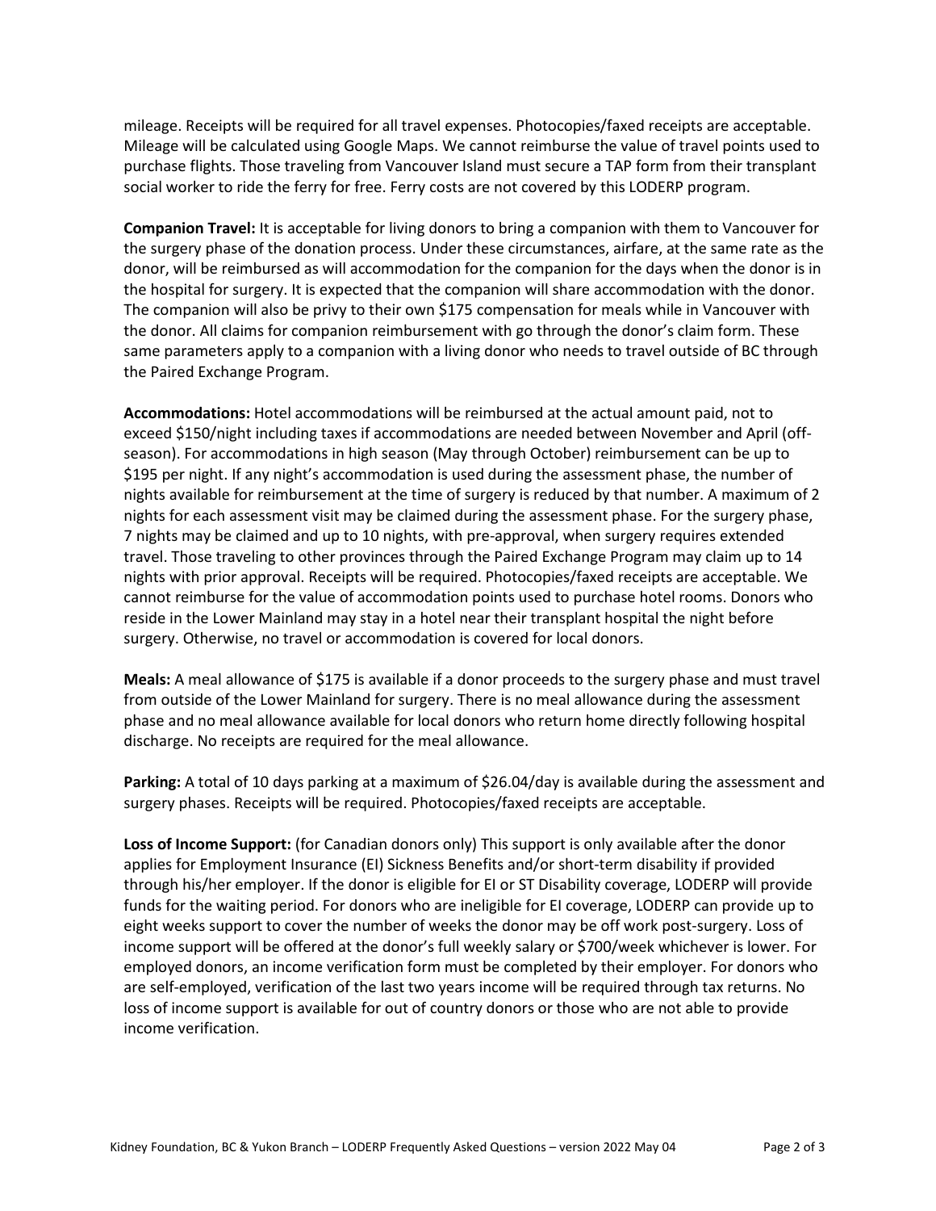mileage. Receipts will be required for all travel expenses. Photocopies/faxed receipts are acceptable. Mileage will be calculated using Google Maps. We cannot reimburse the value of travel points used to purchase flights. Those traveling from Vancouver Island must secure a TAP form from their transplant social worker to ride the ferry for free. Ferry costs are not covered by this LODERP program.

**Companion Travel:** It is acceptable for living donors to bring a companion with them to Vancouver for the surgery phase of the donation process. Under these circumstances, airfare, at the same rate as the donor, will be reimbursed as will accommodation for the companion for the days when the donor is in the hospital for surgery. It is expected that the companion will share accommodation with the donor. The companion will also be privy to their own $175 compensation for meals while in Vancouver with the donor. All claims for companion reimbursement with go through the donor's claim form. These same parameters apply to a companion with a living donor who needs to travel outside of BC through the Paired Exchange Program.

**Accommodations:** Hotel accommodations will be reimbursed at the actual amount paid, not to exceed $150/night including taxes if accommodations are needed between November and April (off-season). For accommodations in high season (May through October) reimbursement can be up to $195 per night. If any night's accommodation is used during the assessment phase, the number of nights available for reimbursement at the time of surgery is reduced by that number. A maximum of 2 nights for each assessment visit may be claimed during the assessment phase. For the surgery phase, 7 nights may be claimed and up to 10 nights, with pre-approval, when surgery requires extended travel. Those traveling to other provinces through the Paired Exchange Program may claim up to 14 nights with prior approval. Receipts will be required. Photocopies/faxed receipts are acceptable. We cannot reimburse for the value of accommodation points used to purchase hotel rooms. Donors who reside in the Lower Mainland may stay in a hotel near their transplant hospital the night before surgery. Otherwise, no travel or accommodation is covered for local donors.

**Meals:** A meal allowance of $175 is available if a donor proceeds to the surgery phase and must travel from outside of the Lower Mainland for surgery. There is no meal allowance during the assessment phase and no meal allowance available for local donors who return home directly following hospital discharge. No receipts are required for the meal allowance.

**Parking:** A total of 10 days parking at a maximum of $26.04/day is available during the assessment and surgery phases. Receipts will be required. Photocopies/faxed receipts are acceptable.

**Loss of Income Support:** (for Canadian donors only) This support is only available after the donor applies for Employment Insurance (EI) Sickness Benefits and/or short-term disability if provided through his/her employer. If the donor is eligible for EI or ST Disability coverage, LODERP will provide funds for the waiting period. For donors who are ineligible for EI coverage, LODERP can provide up to eight weeks support to cover the number of weeks the donor may be off work post-surgery. Loss of income support will be offered at the donor's full weekly salary or $700/week whichever is lower. For employed donors, an income verification form must be completed by their employer. For donors who are self-employed, verification of the last two years income will be required through tax returns. No loss of income support is available for out of country donors or those who are not able to provide income verification.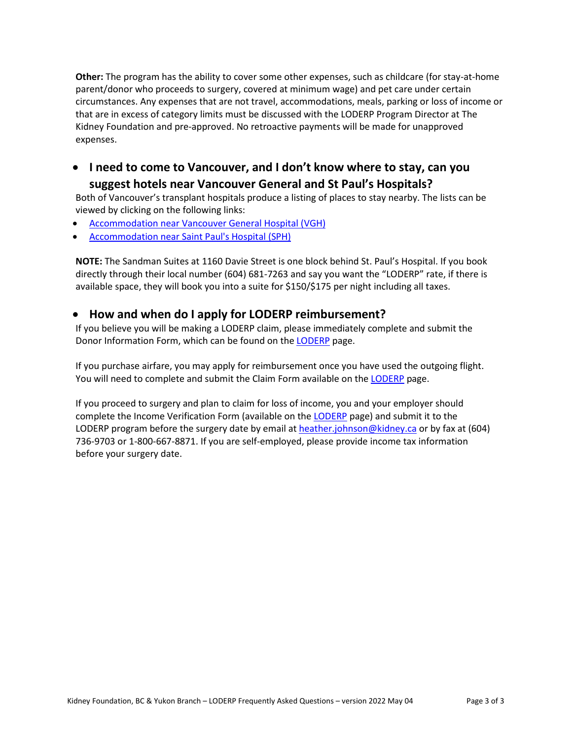**Other:** The program has the ability to cover some other expenses, such as childcare (for stay-at-home parent/donor who proceeds to surgery, covered at minimum wage) and pet care under certain circumstances. Any expenses that are not travel, accommodations, meals, parking or loss of income or that are in excess of category limits must be discussed with the LODERP Program Director at The Kidney Foundation and pre-approved. No retroactive payments will be made for unapproved expenses.

- ## I need to come to Vancouver, and I don't know where to stay, can you suggest hotels near Vancouver General and St Paul's Hospitals?

Both of Vancouver's transplant hospitals produce a listing of places to stay nearby. The lists can be viewed by clicking on the following links:

- Accommodation near Vancouver General Hospital (VGH)
- Accommodation near Saint Paul's Hospital (SPH)

**NOTE:** The Sandman Suites at 1160 Davie Street is one block behind St. Paul's Hospital. If you book directly through their local number (604) 681-7263 and say you want the "LODERP" rate, if there is available space, they will book you into a suite for $150/$175 per night including all taxes.

- ## How and when do I apply for LODERP reimbursement?

If you believe you will be making a LODERP claim, please immediately complete and submit the Donor Information Form, which can be found on the LODERP page.

If you purchase airfare, you may apply for reimbursement once you have used the outgoing flight. You will need to complete and submit the Claim Form available on the LODERP page.

If you proceed to surgery and plan to claim for loss of income, you and your employer should complete the Income Verification Form (available on the LODERP page) and submit it to the LODERP program before the surgery date by email at heather.johnson@kidney.ca or by fax at (604) 736-9703 or 1-800-667-8871. If you are self-employed, please provide income tax information before your surgery date.